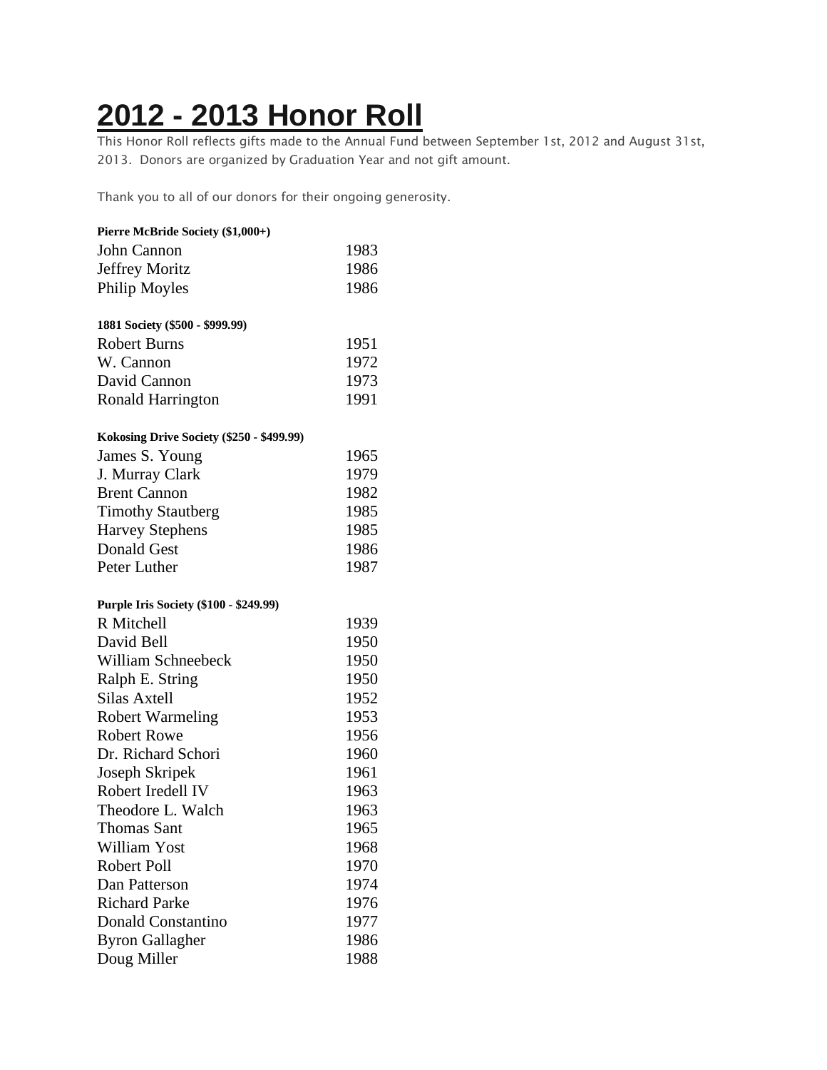# 2012 - 2013 Honor Roll

This Honor Roll reflects gifts made to the Annual Fund between September 1st, 2012 and August 31st, 2013. Donors are organized by Graduation Year and not gift amount.

Thank you to all of our donors for their ongoing generosity.

**Pierre McBride Society ($1,000+)**

| | |
|---|---|
| John Cannon | 1983 |
| Jeffrey Moritz | 1986 |
| Philip Moyles | 1986 |

**1881 Society ($500 - $999.99)**

| | |
|---|---|
| Robert Burns | 1951 |
| W. Cannon | 1972 |
| David Cannon | 1973 |
| Ronald Harrington | 1991 |

**Kokosing Drive Society ($250 - $499.99)**

| | |
|---|---|
| James S. Young | 1965 |
| J. Murray Clark | 1979 |
| Brent Cannon | 1982 |
| Timothy Stautberg | 1985 |
| Harvey Stephens | 1985 |
| Donald Gest | 1986 |
| Peter Luther | 1987 |

**Purple Iris Society ($100 - $249.99)**

| | |
|---|---|
| R Mitchell | 1939 |
| David Bell | 1950 |
| William Schneebeck | 1950 |
| Ralph E. String | 1950 |
| Silas Axtell | 1952 |
| Robert Warmeling | 1953 |
| Robert Rowe | 1956 |
| Dr. Richard Schori | 1960 |
| Joseph Skripek | 1961 |
| Robert Iredell IV | 1963 |
| Theodore L. Walch | 1963 |
| Thomas Sant | 1965 |
| William Yost | 1968 |
| Robert Poll | 1970 |
| Dan Patterson | 1974 |
| Richard Parke | 1976 |
| Donald Constantino | 1977 |
| Byron Gallagher | 1986 |
| Doug Miller | 1988 |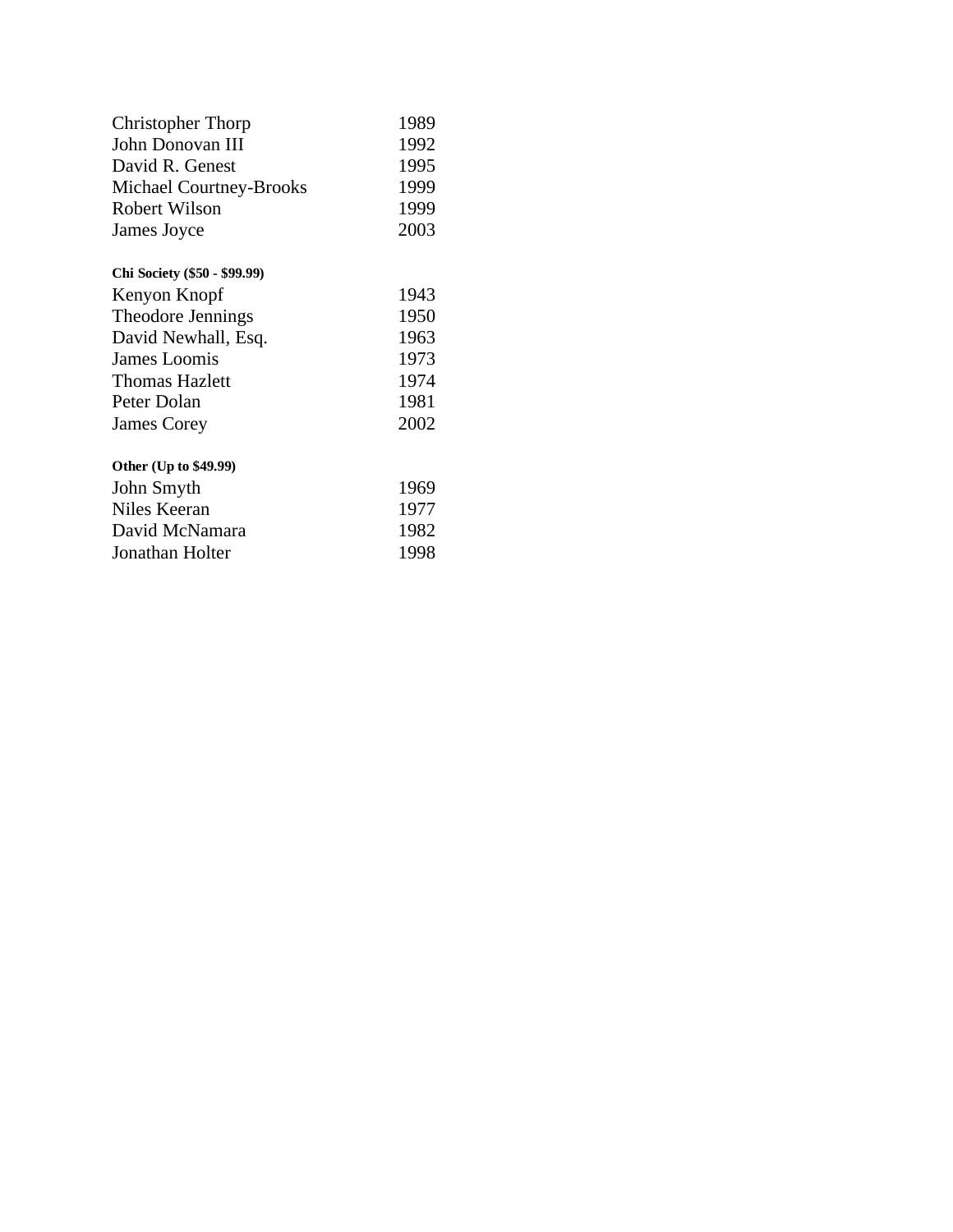| | |
|---|---|
| Christopher Thorp | 1989 |
| John Donovan III | 1992 |
| David R. Genest | 1995 |
| Michael Courtney-Brooks | 1999 |
| Robert Wilson | 1999 |
| James Joyce | 2003 |

**Chi Society ($50 - $99.99)**

| | |
|---|---|
| Kenyon Knopf | 1943 |
| Theodore Jennings | 1950 |
| David Newhall, Esq. | 1963 |
| James Loomis | 1973 |
| Thomas Hazlett | 1974 |
| Peter Dolan | 1981 |
| James Corey | 2002 |

**Other (Up to $49.99)**

| | |
|---|---|
| John Smyth | 1969 |
| Niles Keeran | 1977 |
| David McNamara | 1982 |
| Jonathan Holter | 1998 |